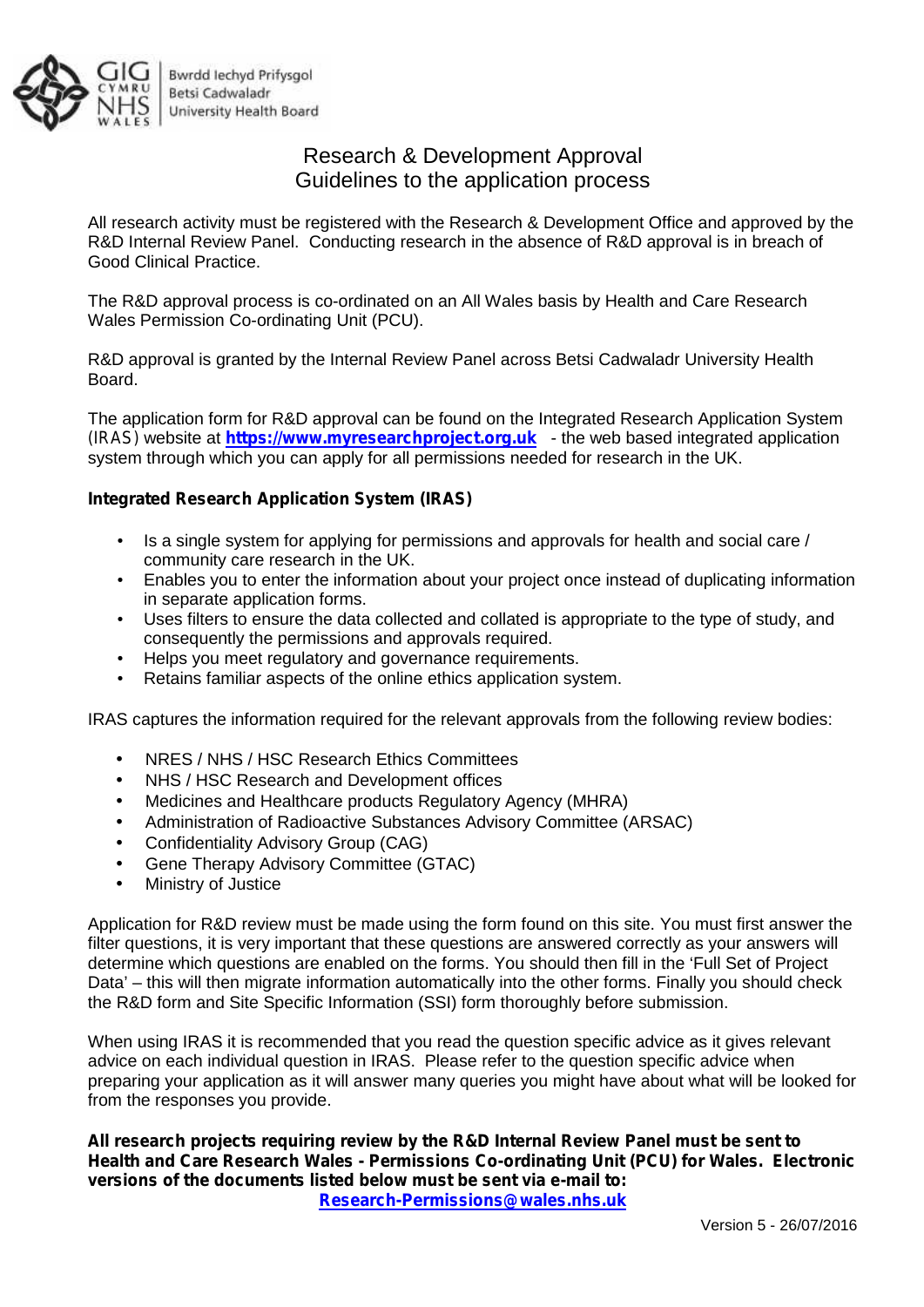Bwrdd Iechyd Prifysgol
Betsi Cadwaladr
University Health Board

# Research & Development Approval
## Guidelines to the application process

All research activity must be registered with the Research & Development Office and approved by the R&D Internal Review Panel. Conducting research in the absence of R&D approval is in breach of Good Clinical Practice.

The R&D approval process is co-ordinated on an All Wales basis by Health and Care Research Wales Permission Co-ordinating Unit (PCU).

R&D approval is granted by the Internal Review Panel across Betsi Cadwaladr University Health Board.

The application form for R&D approval can be found on the Integrated Research Application System (IRAS) website at **https://www.myresearchproject.org.uk** - the web based integrated application system through which you can apply for all permissions needed for research in the UK.

**Integrated Research Application System (IRAS)**

- Is a single system for applying for permissions and approvals for health and social care / community care research in the UK.
- Enables you to enter the information about your project once instead of duplicating information in separate application forms.
- Uses filters to ensure the data collected and collated is appropriate to the type of study, and consequently the permissions and approvals required.
- Helps you meet regulatory and governance requirements.
- Retains familiar aspects of the online ethics application system.

IRAS captures the information required for the relevant approvals from the following review bodies:

- NRES / NHS / HSC Research Ethics Committees
- NHS / HSC Research and Development offices
- Medicines and Healthcare products Regulatory Agency (MHRA)
- Administration of Radioactive Substances Advisory Committee (ARSAC)
- Confidentiality Advisory Group (CAG)
- Gene Therapy Advisory Committee (GTAC)
- Ministry of Justice

Application for R&D review must be made using the form found on this site. You must first answer the filter questions, it is very important that these questions are answered correctly as your answers will determine which questions are enabled on the forms. You should then fill in the 'Full Set of Project Data' – this will then migrate information automatically into the other forms. Finally you should check the R&D form and Site Specific Information (SSI) form thoroughly before submission.

When using IRAS it is recommended that you read the question specific advice as it gives relevant advice on each individual question in IRAS. Please refer to the question specific advice when preparing your application as it will answer many queries you might have about what will be looked for from the responses you provide.

**All research projects requiring review by the R&D Internal Review Panel must be sent to Health and Care Research Wales - Permissions Co-ordinating Unit (PCU) for Wales. Electronic versions of the documents listed below must be sent via e-mail to:**
**Research-Permissions@wales.nhs.uk**

Version 5 - 26/07/2016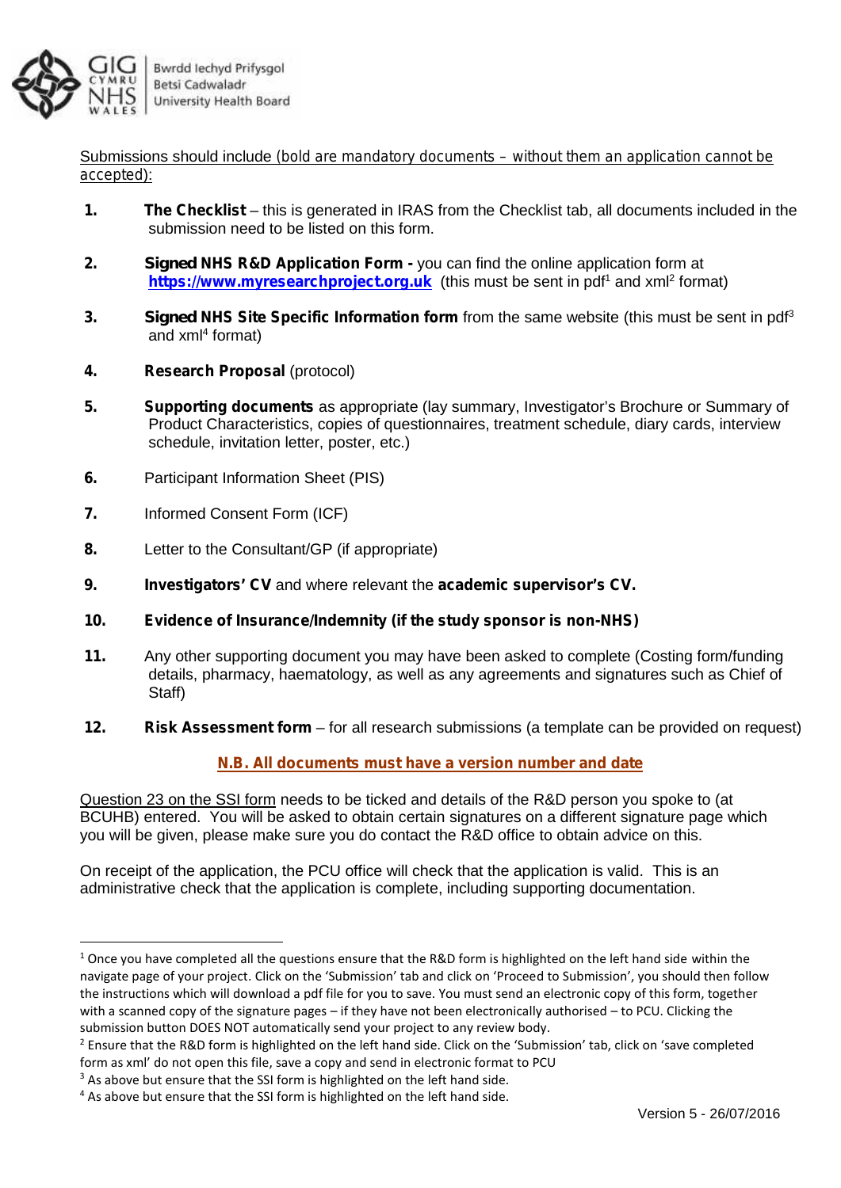Submissions should include (bold are mandatory documents – without them an application cannot be accepted):

1. **The Checklist** – this is generated in IRAS from the Checklist tab, all documents included in the submission need to be listed on this form.

2. **Signed NHS R&D Application Form -** you can find the online application form at **https://www.myresearchproject.org.uk** (this must be sent in pdf[1] and xml[2] format)

3. **Signed NHS Site Specific Information form** from the same website (this must be sent in pdf[3] and xml[4] format)

4. **Research Proposal** (protocol)

5. **Supporting documents** as appropriate (lay summary, Investigator's Brochure or Summary of Product Characteristics, copies of questionnaires, treatment schedule, diary cards, interview schedule, invitation letter, poster, etc.)

6. Participant Information Sheet (PIS)

7. Informed Consent Form (ICF)

8. Letter to the Consultant/GP (if appropriate)

9. **Investigators' CV** and where relevant the **academic supervisor's CV.**

10. **Evidence of Insurance/Indemnity (if the study sponsor is non-NHS)**

11. Any other supporting document you may have been asked to complete (Costing form/funding details, pharmacy, haematology, as well as any agreements and signatures such as Chief of Staff)

12. **Risk Assessment form** – for all research submissions (a template can be provided on request)

**N.B. All documents must have a version number and date**

Question 23 on the SSI form needs to be ticked and details of the R&D person you spoke to (at BCUHB) entered. You will be asked to obtain certain signatures on a different signature page which you will be given, please make sure you do contact the R&D office to obtain advice on this.

On receipt of the application, the PCU office will check that the application is valid. This is an administrative check that the application is complete, including supporting documentation.

---

[1] Once you have completed all the questions ensure that the R&D form is highlighted on the left hand side within the navigate page of your project. Click on the 'Submission' tab and click on 'Proceed to Submission', you should then follow the instructions which will download a pdf file for you to save. You must send an electronic copy of this form, together with a scanned copy of the signature pages – if they have not been electronically authorised – to PCU. Clicking the submission button DOES NOT automatically send your project to any review body.

[2] Ensure that the R&D form is highlighted on the left hand side. Click on the 'Submission' tab, click on 'save completed form as xml' do not open this file, save a copy and send in electronic format to PCU

[3] As above but ensure that the SSI form is highlighted on the left hand side.

[4] As above but ensure that the SSI form is highlighted on the left hand side.

Version 5 - 26/07/2016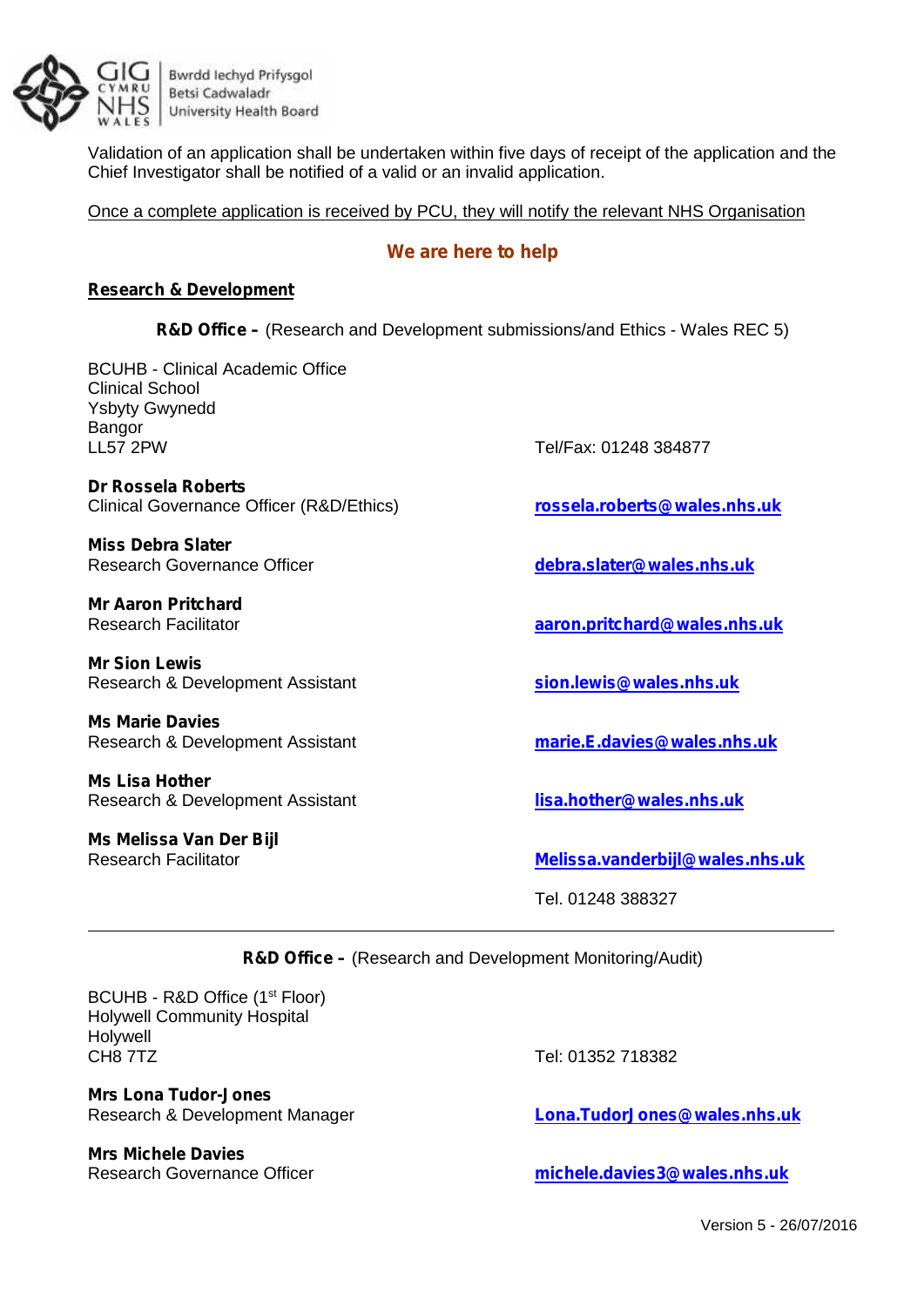Validation of an application shall be undertaken within five days of receipt of the application and the Chief Investigator shall be notified of a valid or an invalid application.

Once a complete application is received by PCU, they will notify the relevant NHS Organisation

## We are here to help

### Research & Development

**R&D Office –** (Research and Development submissions/and Ethics - Wales REC 5)

BCUHB - Clinical Academic Office
Clinical School
Ysbyty Gwynedd
Bangor
LL57 2PW

Tel/Fax: 01248 384877

**Dr Rossela Roberts**
Clinical Governance Officer (R&D/Ethics) — **rossela.roberts@wales.nhs.uk**

**Miss Debra Slater**
Research Governance Officer — **debra.slater@wales.nhs.uk**

**Mr Aaron Pritchard**
Research Facilitator — **aaron.pritchard@wales.nhs.uk**

**Mr Sion Lewis**
Research & Development Assistant — **sion.lewis@wales.nhs.uk**

**Ms Marie Davies**
Research & Development Assistant — **marie.E.davies@wales.nhs.uk**

**Ms Lisa Hother**
Research & Development Assistant — **lisa.hother@wales.nhs.uk**

**Ms Melissa Van Der Bijl**
Research Facilitator — **Melissa.vanderbijl@wales.nhs.uk**

Tel. 01248 388327

---

**R&D Office –** (Research and Development Monitoring/Audit)

BCUHB - R&D Office (1st Floor)
Holywell Community Hospital
Holywell
CH8 7TZ

Tel: 01352 718382

**Mrs Lona Tudor-Jones**
Research & Development Manager — **Lona.TudorJones@wales.nhs.uk**

**Mrs Michele Davies**
Research Governance Officer — **michele.davies3@wales.nhs.uk**

Version 5 - 26/07/2016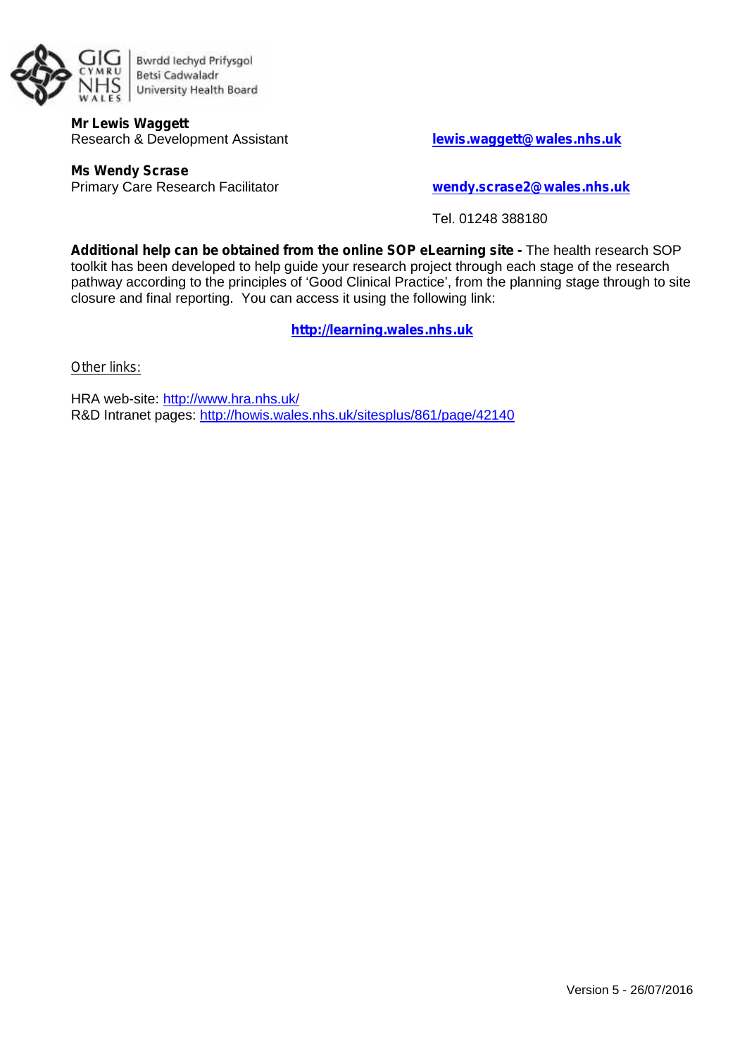Bwrdd Iechyd Prifysgol
Betsi Cadwaladr
University Health Board

**Mr Lewis Waggett**
Research & Development Assistant — **lewis.waggett@wales.nhs.uk**

**Ms Wendy Scrase**
Primary Care Research Facilitator — **wendy.scrase2@wales.nhs.uk**

Tel. 01248 388180

**Additional help can be obtained from the online SOP eLearning site -** The health research SOP toolkit has been developed to help guide your research project through each stage of the research pathway according to the principles of 'Good Clinical Practice', from the planning stage through to site closure and final reporting. You can access it using the following link:

**http://learning.wales.nhs.uk**

Other links:

HRA web-site: http://www.hra.nhs.uk/
R&D Intranet pages: http://howis.wales.nhs.uk/sitesplus/861/page/42140

Version 5 - 26/07/2016